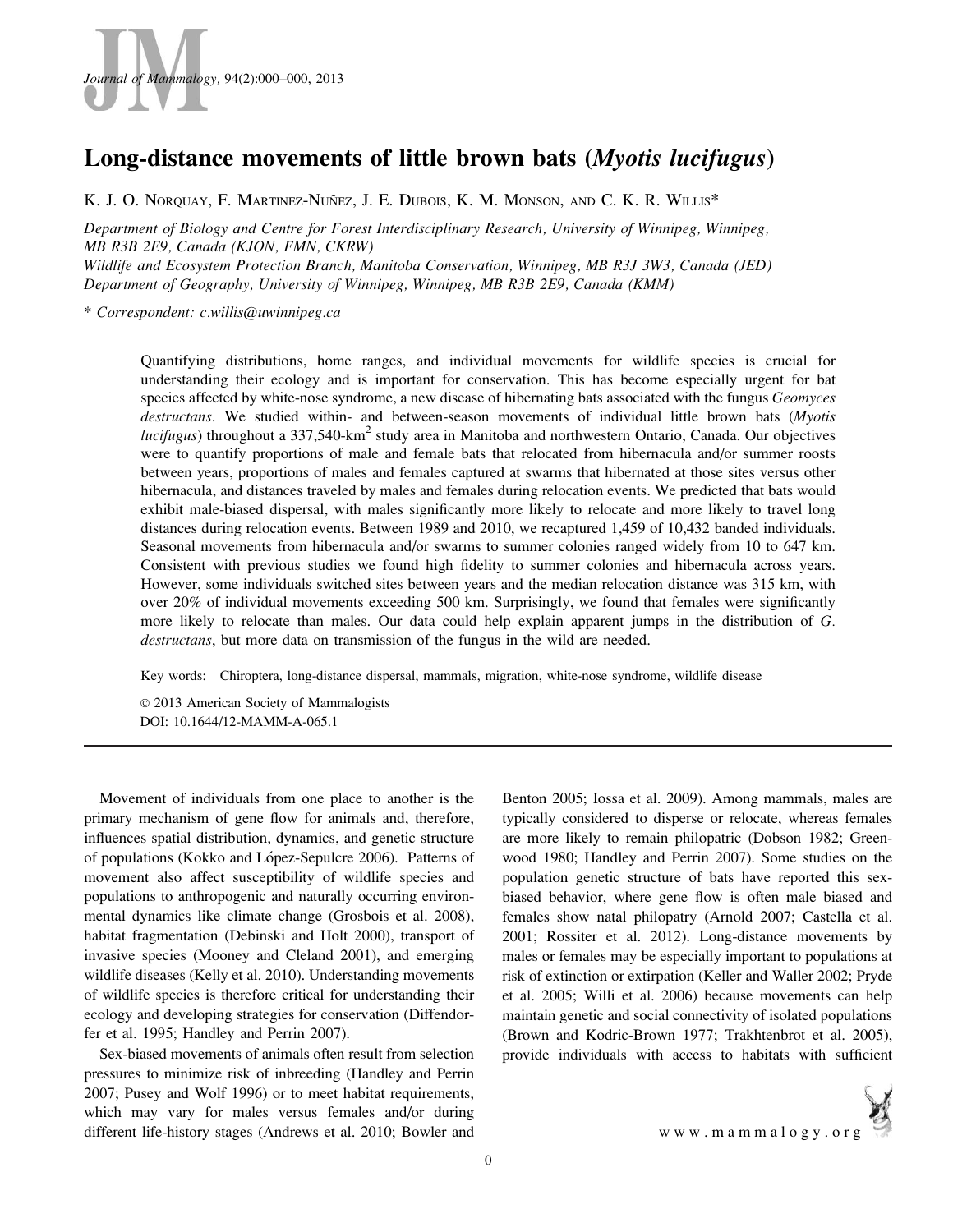# Long-distance movements of little brown bats (*Myotis lucifugus*)

K. J. O. Norquay, F. Martinez-Nuñez, J. E. Dubois, K. M. Monson, and C. K. R. Willis*

*Department of Biology and Centre for Forest Interdisciplinary Research, University of Winnipeg, Winnipeg, MB R3B 2E9, Canada (KJON, FMN, CKRW)*
*Wildlife and Ecosystem Protection Branch, Manitoba Conservation, Winnipeg, MB R3J 3W3, Canada (JED)*
*Department of Geography, University of Winnipeg, Winnipeg, MB R3B 2E9, Canada (KMM)*

\* *Correspondent: c.willis@uwinnipeg.ca*

Quantifying distributions, home ranges, and individual movements for wildlife species is crucial for understanding their ecology and is important for conservation. This has become especially urgent for bat species affected by white-nose syndrome, a new disease of hibernating bats associated with the fungus *Geomyces destructans*. We studied within- and between-season movements of individual little brown bats (*Myotis lucifugus*) throughout a 337,540-km$^2$ study area in Manitoba and northwestern Ontario, Canada. Our objectives were to quantify proportions of male and female bats that relocated from hibernacula and/or summer roosts between years, proportions of males and females captured at swarms that hibernated at those sites versus other hibernacula, and distances traveled by males and females during relocation events. We predicted that bats would exhibit male-biased dispersal, with males significantly more likely to relocate and more likely to travel long distances during relocation events. Between 1989 and 2010, we recaptured 1,459 of 10,432 banded individuals. Seasonal movements from hibernacula and/or swarms to summer colonies ranged widely from 10 to 647 km. Consistent with previous studies we found high fidelity to summer colonies and hibernacula across years. However, some individuals switched sites between years and the median relocation distance was 315 km, with over 20% of individual movements exceeding 500 km. Surprisingly, we found that females were significantly more likely to relocate than males. Our data could help explain apparent jumps in the distribution of *G. destructans*, but more data on transmission of the fungus in the wild are needed.

Key words: Chiroptera, long-distance dispersal, mammals, migration, white-nose syndrome, wildlife disease

© 2013 American Society of Mammalogists
DOI: 10.1644/12-MAMM-A-065.1

Movement of individuals from one place to another is the primary mechanism of gene flow for animals and, therefore, influences spatial distribution, dynamics, and genetic structure of populations (Kokko and López-Sepulcre 2006). Patterns of movement also affect susceptibility of wildlife species and populations to anthropogenic and naturally occurring environmental dynamics like climate change (Grosbois et al. 2008), habitat fragmentation (Debinski and Holt 2000), transport of invasive species (Mooney and Cleland 2001), and emerging wildlife diseases (Kelly et al. 2010). Understanding movements of wildlife species is therefore critical for understanding their ecology and developing strategies for conservation (Diffendorfer et al. 1995; Handley and Perrin 2007).

Sex-biased movements of animals often result from selection pressures to minimize risk of inbreeding (Handley and Perrin 2007; Pusey and Wolf 1996) or to meet habitat requirements, which may vary for males versus females and/or during different life-history stages (Andrews et al. 2010; Bowler and Benton 2005; Iossa et al. 2009). Among mammals, males are typically considered to disperse or relocate, whereas females are more likely to remain philopatric (Dobson 1982; Greenwood 1980; Handley and Perrin 2007). Some studies on the population genetic structure of bats have reported this sex-biased behavior, where gene flow is often male biased and females show natal philopatry (Arnold 2007; Castella et al. 2001; Rossiter et al. 2012). Long-distance movements by males or females may be especially important to populations at risk of extinction or extirpation (Keller and Waller 2002; Pryde et al. 2005; Willi et al. 2006) because movements can help maintain genetic and social connectivity of isolated populations (Brown and Kodric-Brown 1977; Trakhtenbrot et al. 2005), provide individuals with access to habitats with sufficient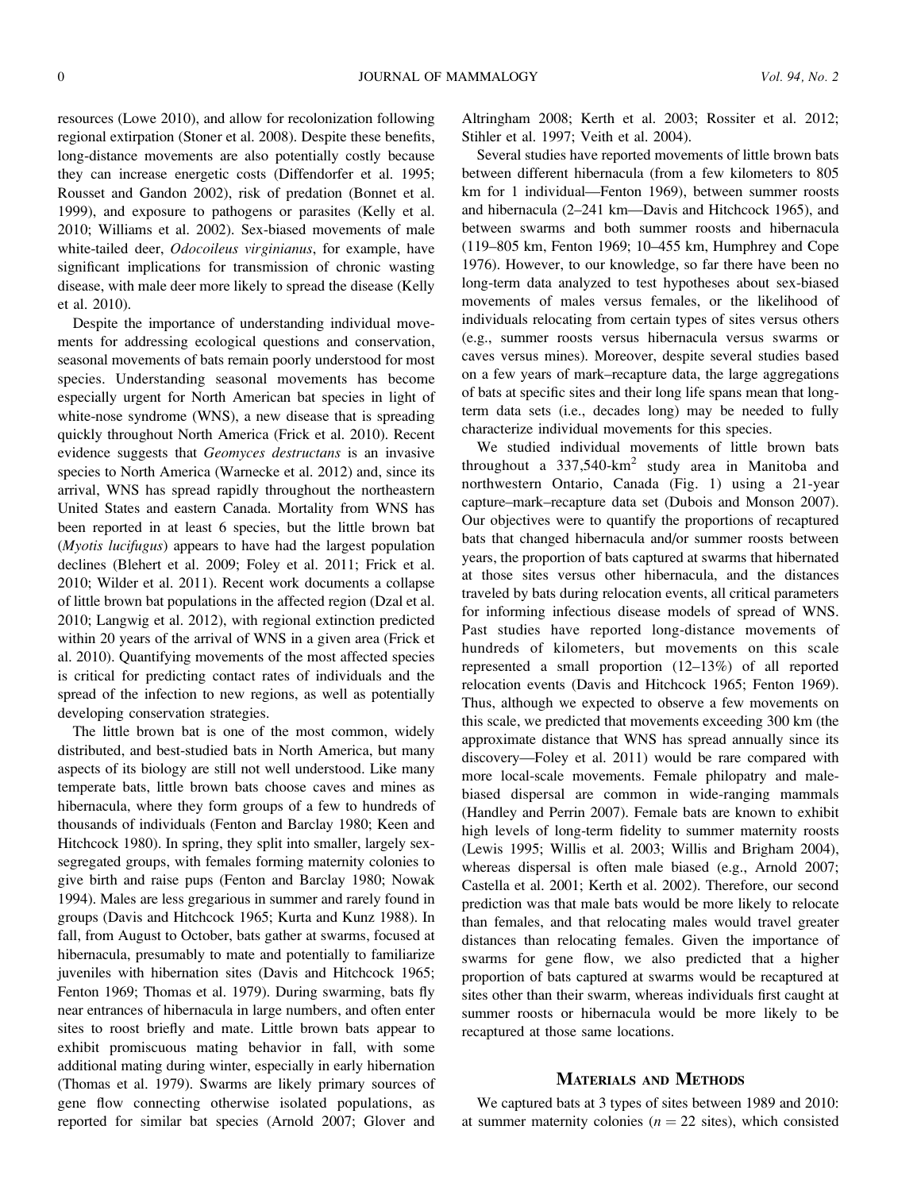resources (Lowe 2010), and allow for recolonization following regional extirpation (Stoner et al. 2008). Despite these benefits, long-distance movements are also potentially costly because they can increase energetic costs (Diffendorfer et al. 1995; Rousset and Gandon 2002), risk of predation (Bonnet et al. 1999), and exposure to pathogens or parasites (Kelly et al. 2010; Williams et al. 2002). Sex-biased movements of male white-tailed deer, *Odocoileus virginianus*, for example, have significant implications for transmission of chronic wasting disease, with male deer more likely to spread the disease (Kelly et al. 2010).

Despite the importance of understanding individual movements for addressing ecological questions and conservation, seasonal movements of bats remain poorly understood for most species. Understanding seasonal movements has become especially urgent for North American bat species in light of white-nose syndrome (WNS), a new disease that is spreading quickly throughout North America (Frick et al. 2010). Recent evidence suggests that *Geomyces destructans* is an invasive species to North America (Warnecke et al. 2012) and, since its arrival, WNS has spread rapidly throughout the northeastern United States and eastern Canada. Mortality from WNS has been reported in at least 6 species, but the little brown bat (*Myotis lucifugus*) appears to have had the largest population declines (Blehert et al. 2009; Foley et al. 2011; Frick et al. 2010; Wilder et al. 2011). Recent work documents a collapse of little brown bat populations in the affected region (Dzal et al. 2010; Langwig et al. 2012), with regional extinction predicted within 20 years of the arrival of WNS in a given area (Frick et al. 2010). Quantifying movements of the most affected species is critical for predicting contact rates of individuals and the spread of the infection to new regions, as well as potentially developing conservation strategies.

The little brown bat is one of the most common, widely distributed, and best-studied bats in North America, but many aspects of its biology are still not well understood. Like many temperate bats, little brown bats choose caves and mines as hibernacula, where they form groups of a few to hundreds of thousands of individuals (Fenton and Barclay 1980; Keen and Hitchcock 1980). In spring, they split into smaller, largely sex-segregated groups, with females forming maternity colonies to give birth and raise pups (Fenton and Barclay 1980; Nowak 1994). Males are less gregarious in summer and rarely found in groups (Davis and Hitchcock 1965; Kurta and Kunz 1988). In fall, from August to October, bats gather at swarms, focused at hibernacula, presumably to mate and potentially to familiarize juveniles with hibernation sites (Davis and Hitchcock 1965; Fenton 1969; Thomas et al. 1979). During swarming, bats fly near entrances of hibernacula in large numbers, and often enter sites to roost briefly and mate. Little brown bats appear to exhibit promiscuous mating behavior in fall, with some additional mating during winter, especially in early hibernation (Thomas et al. 1979). Swarms are likely primary sources of gene flow connecting otherwise isolated populations, as reported for similar bat species (Arnold 2007; Glover and Altringham 2008; Kerth et al. 2003; Rossiter et al. 2012; Stihler et al. 1997; Veith et al. 2004).

Several studies have reported movements of little brown bats between different hibernacula (from a few kilometers to 805 km for 1 individual—Fenton 1969), between summer roosts and hibernacula (2–241 km—Davis and Hitchcock 1965), and between swarms and both summer roosts and hibernacula (119–805 km, Fenton 1969; 10–455 km, Humphrey and Cope 1976). However, to our knowledge, so far there have been no long-term data analyzed to test hypotheses about sex-biased movements of males versus females, or the likelihood of individuals relocating from certain types of sites versus others (e.g., summer roosts versus hibernacula versus swarms or caves versus mines). Moreover, despite several studies based on a few years of mark–recapture data, the large aggregations of bats at specific sites and their long life spans mean that long-term data sets (i.e., decades long) may be needed to fully characterize individual movements for this species.

We studied individual movements of little brown bats throughout a 337,540-km$^2$ study area in Manitoba and northwestern Ontario, Canada (Fig. 1) using a 21-year capture–mark–recapture data set (Dubois and Monson 2007). Our objectives were to quantify the proportions of recaptured bats that changed hibernacula and/or summer roosts between years, the proportion of bats captured at swarms that hibernated at those sites versus other hibernacula, and the distances traveled by bats during relocation events, all critical parameters for informing infectious disease models of spread of WNS. Past studies have reported long-distance movements of hundreds of kilometers, but movements on this scale represented a small proportion (12–13%) of all reported relocation events (Davis and Hitchcock 1965; Fenton 1969). Thus, although we expected to observe a few movements on this scale, we predicted that movements exceeding 300 km (the approximate distance that WNS has spread annually since its discovery—Foley et al. 2011) would be rare compared with more local-scale movements. Female philopatry and male-biased dispersal are common in wide-ranging mammals (Handley and Perrin 2007). Female bats are known to exhibit high levels of long-term fidelity to summer maternity roosts (Lewis 1995; Willis et al. 2003; Willis and Brigham 2004), whereas dispersal is often male biased (e.g., Arnold 2007; Castella et al. 2001; Kerth et al. 2002). Therefore, our second prediction was that male bats would be more likely to relocate than females, and that relocating males would travel greater distances than relocating females. Given the importance of swarms for gene flow, we also predicted that a higher proportion of bats captured at swarms would be recaptured at sites other than their swarm, whereas individuals first caught at summer roosts or hibernacula would be more likely to be recaptured at those same locations.

## Materials and Methods

We captured bats at 3 types of sites between 1989 and 2010: at summer maternity colonies ($n = 22$ sites), which consisted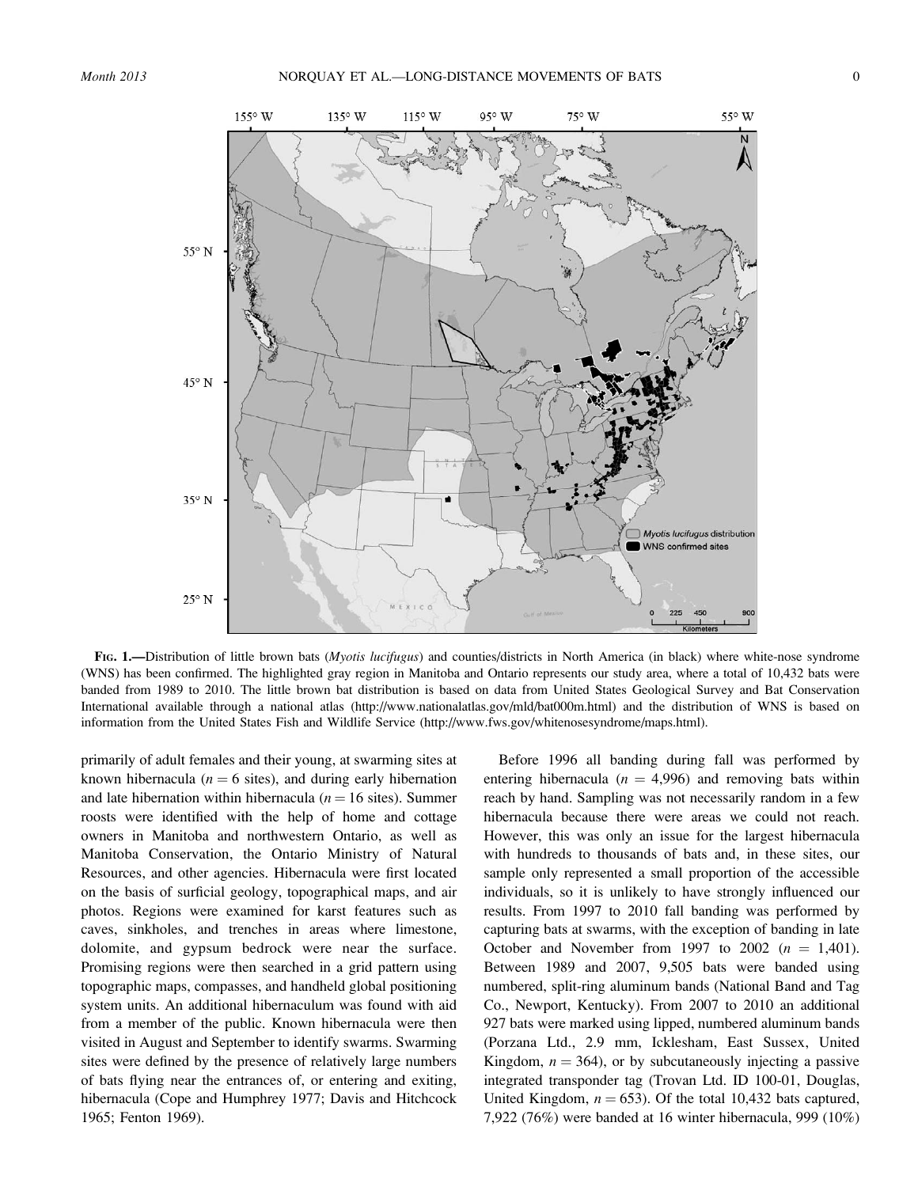FIG. 1.—Distribution of little brown bats (*Myotis lucifugus*) and counties/districts in North America (in black) where white-nose syndrome (WNS) has been confirmed. The highlighted gray region in Manitoba and Ontario represents our study area, where a total of 10,432 bats were banded from 1989 to 2010. The little brown bat distribution is based on data from United States Geological Survey and Bat Conservation International available through a national atlas (http://www.nationalatlas.gov/mld/bat000m.html) and the distribution of WNS is based on information from the United States Fish and Wildlife Service (http://www.fws.gov/whitenosesyndrome/maps.html).

primarily of adult females and their young, at swarming sites at known hibernacula ($n = 6$ sites), and during early hibernation and late hibernation within hibernacula ($n = 16$ sites). Summer roosts were identified with the help of home and cottage owners in Manitoba and northwestern Ontario, as well as Manitoba Conservation, the Ontario Ministry of Natural Resources, and other agencies. Hibernacula were first located on the basis of surficial geology, topographical maps, and air photos. Regions were examined for karst features such as caves, sinkholes, and trenches in areas where limestone, dolomite, and gypsum bedrock were near the surface. Promising regions were then searched in a grid pattern using topographic maps, compasses, and handheld global positioning system units. An additional hibernaculum was found with aid from a member of the public. Known hibernacula were then visited in August and September to identify swarms. Swarming sites were defined by the presence of relatively large numbers of bats flying near the entrances of, or entering and exiting, hibernacula (Cope and Humphrey 1977; Davis and Hitchcock 1965; Fenton 1969).

Before 1996 all banding during fall was performed by entering hibernacula ($n = 4,996$) and removing bats within reach by hand. Sampling was not necessarily random in a few hibernacula because there were areas we could not reach. However, this was only an issue for the largest hibernacula with hundreds to thousands of bats and, in these sites, our sample only represented a small proportion of the accessible individuals, so it is unlikely to have strongly influenced our results. From 1997 to 2010 fall banding was performed by capturing bats at swarms, with the exception of banding in late October and November from 1997 to 2002 ($n = 1,401$). Between 1989 and 2007, 9,505 bats were banded using numbered, split-ring aluminum bands (National Band and Tag Co., Newport, Kentucky). From 2007 to 2010 an additional 927 bats were marked using lipped, numbered aluminum bands (Porzana Ltd., 2.9 mm, Icklesham, East Sussex, United Kingdom, $n = 364$), or by subcutaneously injecting a passive integrated transponder tag (Trovan Ltd. ID 100-01, Douglas, United Kingdom, $n = 653$). Of the total 10,432 bats captured, 7,922 (76%) were banded at 16 winter hibernacula, 999 (10%)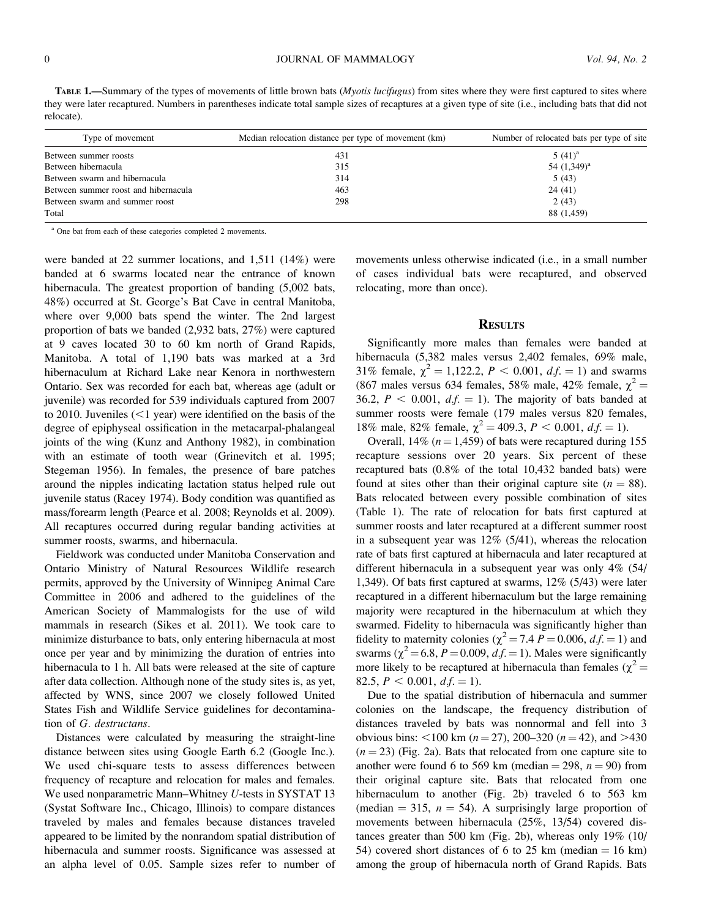**Table 1.**—Summary of the types of movements of little brown bats (*Myotis lucifugus*) from sites where they were first captured to sites where they were later recaptured. Numbers in parentheses indicate total sample sizes of recaptures at a given type of site (i.e., including bats that did not relocate).

| Type of movement | Median relocation distance per type of movement (km) | Number of relocated bats per type of site |
|---|---|---|
| Between summer roosts | 431 | 5 (41)[a] |
| Between hibernacula | 315 | 54 (1,349)[a] |
| Between swarm and hibernacula | 314 | 5 (43) |
| Between summer roost and hibernacula | 463 | 24 (41) |
| Between swarm and summer roost | 298 | 2 (43) |
| Total | | 88 (1,459) |

[a] One bat from each of these categories completed 2 movements.

were banded at 22 summer locations, and 1,511 (14%) were banded at 6 swarms located near the entrance of known hibernacula. The greatest proportion of banding (5,002 bats, 48%) occurred at St. George's Bat Cave in central Manitoba, where over 9,000 bats spend the winter. The 2nd largest proportion of bats we banded (2,932 bats, 27%) were captured at 9 caves located 30 to 60 km north of Grand Rapids, Manitoba. A total of 1,190 bats was marked at a 3rd hibernaculum at Richard Lake near Kenora in northwestern Ontario. Sex was recorded for each bat, whereas age (adult or juvenile) was recorded for 539 individuals captured from 2007 to 2010. Juveniles (<1 year) were identified on the basis of the degree of epiphyseal ossification in the metacarpal-phalangeal joints of the wing (Kunz and Anthony 1982), in combination with an estimate of tooth wear (Grinevitch et al. 1995; Stegeman 1956). In females, the presence of bare patches around the nipples indicating lactation status helped rule out juvenile status (Racey 1974). Body condition was quantified as mass/forearm length (Pearce et al. 2008; Reynolds et al. 2009). All recaptures occurred during regular banding activities at summer roosts, swarms, and hibernacula.

Fieldwork was conducted under Manitoba Conservation and Ontario Ministry of Natural Resources Wildlife research permits, approved by the University of Winnipeg Animal Care Committee in 2006 and adhered to the guidelines of the American Society of Mammalogists for the use of wild mammals in research (Sikes et al. 2011). We took care to minimize disturbance to bats, only entering hibernacula at most once per year and by minimizing the duration of entries into hibernacula to 1 h. All bats were released at the site of capture after data collection. Although none of the study sites is, as yet, affected by WNS, since 2007 we closely followed United States Fish and Wildlife Service guidelines for decontamination of *G. destructans*.

Distances were calculated by measuring the straight-line distance between sites using Google Earth 6.2 (Google Inc.). We used chi-square tests to assess differences between frequency of recapture and relocation for males and females. We used nonparametric Mann–Whitney *U*-tests in SYSTAT 13 (Systat Software Inc., Chicago, Illinois) to compare distances traveled by males and females because distances traveled appeared to be limited by the nonrandom spatial distribution of hibernacula and summer roosts. Significance was assessed at an alpha level of 0.05. Sample sizes refer to number of movements unless otherwise indicated (i.e., in a small number of cases individual bats were recaptured, and observed relocating, more than once).

## Results

Significantly more males than females were banded at hibernacula (5,382 males versus 2,402 females, 69% male, 31% female, $\chi^2 = 1{,}122.2$, $P < 0.001$, $d.f. = 1$) and swarms (867 males versus 634 females, 58% male, 42% female, $\chi^2 = 36.2$, $P < 0.001$, $d.f. = 1$). The majority of bats banded at summer roosts were female (179 males versus 820 females, 18% male, 82% female, $\chi^2 = 409.3$, $P < 0.001$, $d.f. = 1$).

Overall, 14% ($n = 1{,}459$) of bats were recaptured during 155 recapture sessions over 20 years. Six percent of these recaptured bats (0.8% of the total 10,432 banded bats) were found at sites other than their original capture site ($n = 88$). Bats relocated between every possible combination of sites (Table 1). The rate of relocation for bats first captured at summer roosts and later recaptured at a different summer roost in a subsequent year was 12% (5/41), whereas the relocation rate of bats first captured at hibernacula and later recaptured at different hibernacula in a subsequent year was only 4% (54/1,349). Of bats first captured at swarms, 12% (5/43) were later recaptured in a different hibernaculum but the large remaining majority were recaptured in the hibernaculum at which they swarmed. Fidelity to hibernacula was significantly higher than fidelity to maternity colonies ($\chi^2 = 7.4$ $P = 0.006$, $d.f. = 1$) and swarms ($\chi^2 = 6.8$, $P = 0.009$, $d.f. = 1$). Males were significantly more likely to be recaptured at hibernacula than females ($\chi^2 = 82.5$, $P < 0.001$, $d.f. = 1$).

Due to the spatial distribution of hibernacula and summer colonies on the landscape, the frequency distribution of distances traveled by bats was nonnormal and fell into 3 obvious bins: <100 km ($n = 27$), 200–320 ($n = 42$), and >430 ($n = 23$) (Fig. 2a). Bats that relocated from one capture site to another were found 6 to 569 km (median = 298, $n = 90$) from their original capture site. Bats that relocated from one hibernaculum to another (Fig. 2b) traveled 6 to 563 km (median = 315, $n = 54$). A surprisingly large proportion of movements between hibernacula (25%, 13/54) covered distances greater than 500 km (Fig. 2b), whereas only 19% (10/54) covered short distances of 6 to 25 km (median = 16 km) among the group of hibernacula north of Grand Rapids. Bats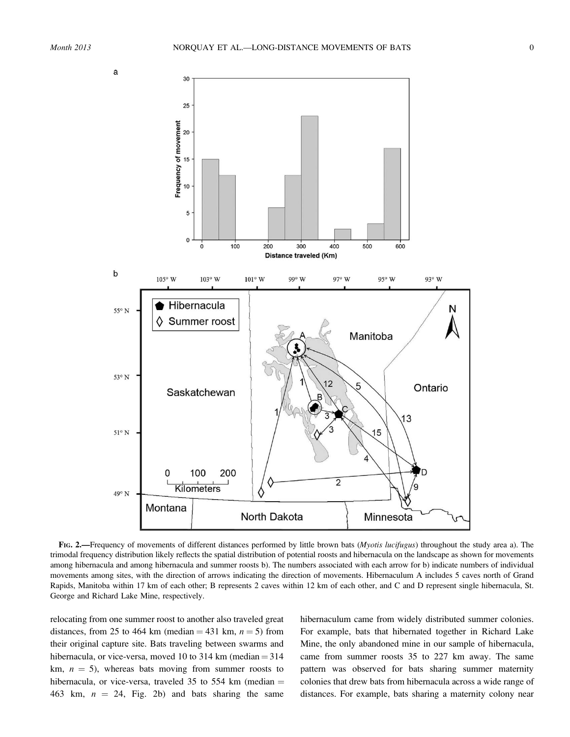FIG. 2.—Frequency of movements of different distances performed by little brown bats (*Myotis lucifugus*) throughout the study area a). The trimodal frequency distribution likely reflects the spatial distribution of potential roosts and hibernacula on the landscape as shown for movements among hibernacula and among hibernacula and summer roosts b). The numbers associated with each arrow for b) indicate numbers of individual movements among sites, with the direction of arrows indicating the direction of movements. Hibernaculum A includes 5 caves north of Grand Rapids, Manitoba within 17 km of each other; B represents 2 caves within 12 km of each other, and C and D represent single hibernacula, St. George and Richard Lake Mine, respectively.

relocating from one summer roost to another also traveled great distances, from 25 to 464 km (median = 431 km, $n = 5$) from their original capture site. Bats traveling between swarms and hibernacula, or vice-versa, moved 10 to 314 km (median = 314 km, $n = 5$), whereas bats moving from summer roosts to hibernacula, or vice-versa, traveled 35 to 554 km (median = 463 km, $n = 24$, Fig. 2b) and bats sharing the same hibernaculum came from widely distributed summer colonies. For example, bats that hibernated together in Richard Lake Mine, the only abandoned mine in our sample of hibernacula, came from summer roosts 35 to 227 km away. The same pattern was observed for bats sharing summer maternity colonies that drew bats from hibernacula across a wide range of distances. For example, bats sharing a maternity colony near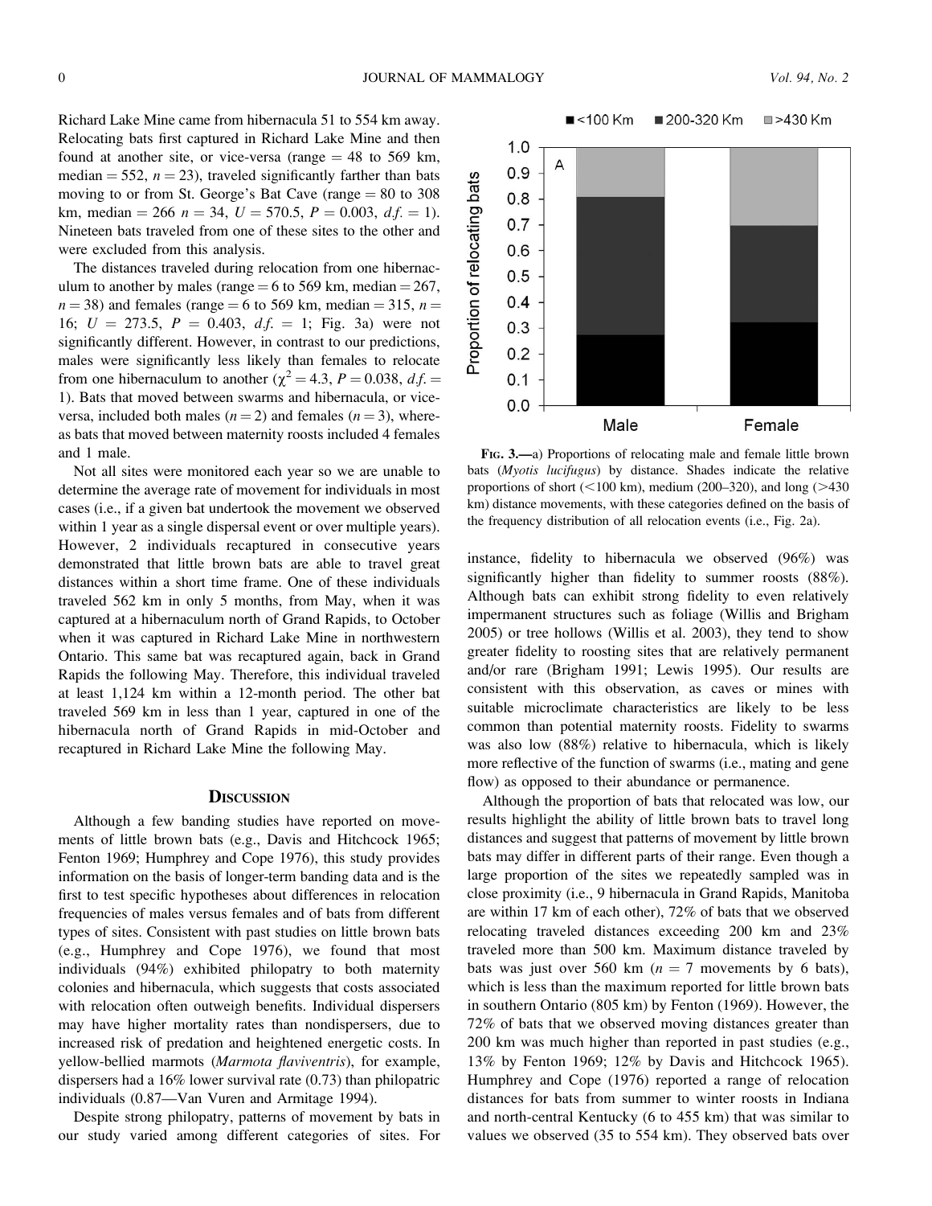Richard Lake Mine came from hibernacula 51 to 554 km away. Relocating bats first captured in Richard Lake Mine and then found at another site, or vice-versa (range = 48 to 569 km, median = 552, $n = 23$), traveled significantly farther than bats moving to or from St. George's Bat Cave (range = 80 to 308 km, median = 266 $n = 34$, $U = 570.5$, $P = 0.003$, $d.f. = 1$). Nineteen bats traveled from one of these sites to the other and were excluded from this analysis.

The distances traveled during relocation from one hibernaculum to another by males (range = 6 to 569 km, median = 267, $n = 38$) and females (range = 6 to 569 km, median = 315, $n = 16$; $U = 273.5$, $P = 0.403$, $d.f. = 1$; Fig. 3a) were not significantly different. However, in contrast to our predictions, males were significantly less likely than females to relocate from one hibernaculum to another ($\chi^2 = 4.3$, $P = 0.038$, $d.f. = 1$). Bats that moved between swarms and hibernacula, or vice-versa, included both males ($n = 2$) and females ($n = 3$), whereas bats that moved between maternity roosts included 4 females and 1 male.

Not all sites were monitored each year so we are unable to determine the average rate of movement for individuals in most cases (i.e., if a given bat undertook the movement we observed within 1 year as a single dispersal event or over multiple years). However, 2 individuals recaptured in consecutive years demonstrated that little brown bats are able to travel great distances within a short time frame. One of these individuals traveled 562 km in only 5 months, from May, when it was captured at a hibernaculum north of Grand Rapids, to October when it was captured in Richard Lake Mine in northwestern Ontario. This same bat was recaptured again, back in Grand Rapids the following May. Therefore, this individual traveled at least 1,124 km within a 12-month period. The other bat traveled 569 km in less than 1 year, captured in one of the hibernacula north of Grand Rapids in mid-October and recaptured in Richard Lake Mine the following May.

Fig. 3.—a) Proportions of relocating male and female little brown bats (*Myotis lucifugus*) by distance. Shades indicate the relative proportions of short (<100 km), medium (200–320), and long (>430 km) distance movements, with these categories defined on the basis of the frequency distribution of all relocation events (i.e., Fig. 2a).

## Discussion

Although a few banding studies have reported on movements of little brown bats (e.g., Davis and Hitchcock 1965; Fenton 1969; Humphrey and Cope 1976), this study provides information on the basis of longer-term banding data and is the first to test specific hypotheses about differences in relocation frequencies of males versus females and of bats from different types of sites. Consistent with past studies on little brown bats (e.g., Humphrey and Cope 1976), we found that most individuals (94%) exhibited philopatry to both maternity colonies and hibernacula, which suggests that costs associated with relocation often outweigh benefits. Individual dispersers may have higher mortality rates than nondispersers, due to increased risk of predation and heightened energetic costs. In yellow-bellied marmots (*Marmota flaviventris*), for example, dispersers had a 16% lower survival rate (0.73) than philopatric individuals (0.87—Van Vuren and Armitage 1994).

Despite strong philopatry, patterns of movement by bats in our study varied among different categories of sites. For instance, fidelity to hibernacula we observed (96%) was significantly higher than fidelity to summer roosts (88%). Although bats can exhibit strong fidelity to even relatively impermanent structures such as foliage (Willis and Brigham 2005) or tree hollows (Willis et al. 2003), they tend to show greater fidelity to roosting sites that are relatively permanent and/or rare (Brigham 1991; Lewis 1995). Our results are consistent with this observation, as caves or mines with suitable microclimate characteristics are likely to be less common than potential maternity roosts. Fidelity to swarms was also low (88%) relative to hibernacula, which is likely more reflective of the function of swarms (i.e., mating and gene flow) as opposed to their abundance or permanence.

Although the proportion of bats that relocated was low, our results highlight the ability of little brown bats to travel long distances and suggest that patterns of movement by little brown bats may differ in different parts of their range. Even though a large proportion of the sites we repeatedly sampled was in close proximity (i.e., 9 hibernacula in Grand Rapids, Manitoba are within 17 km of each other), 72% of bats that we observed relocating traveled distances exceeding 200 km and 23% traveled more than 500 km. Maximum distance traveled by bats was just over 560 km ($n = 7$ movements by 6 bats), which is less than the maximum reported for little brown bats in southern Ontario (805 km) by Fenton (1969). However, the 72% of bats that we observed moving distances greater than 200 km was much higher than reported in past studies (e.g., 13% by Fenton 1969; 12% by Davis and Hitchcock 1965). Humphrey and Cope (1976) reported a range of relocation distances for bats from summer to winter roosts in Indiana and north-central Kentucky (6 to 455 km) that was similar to values we observed (35 to 554 km). They observed bats over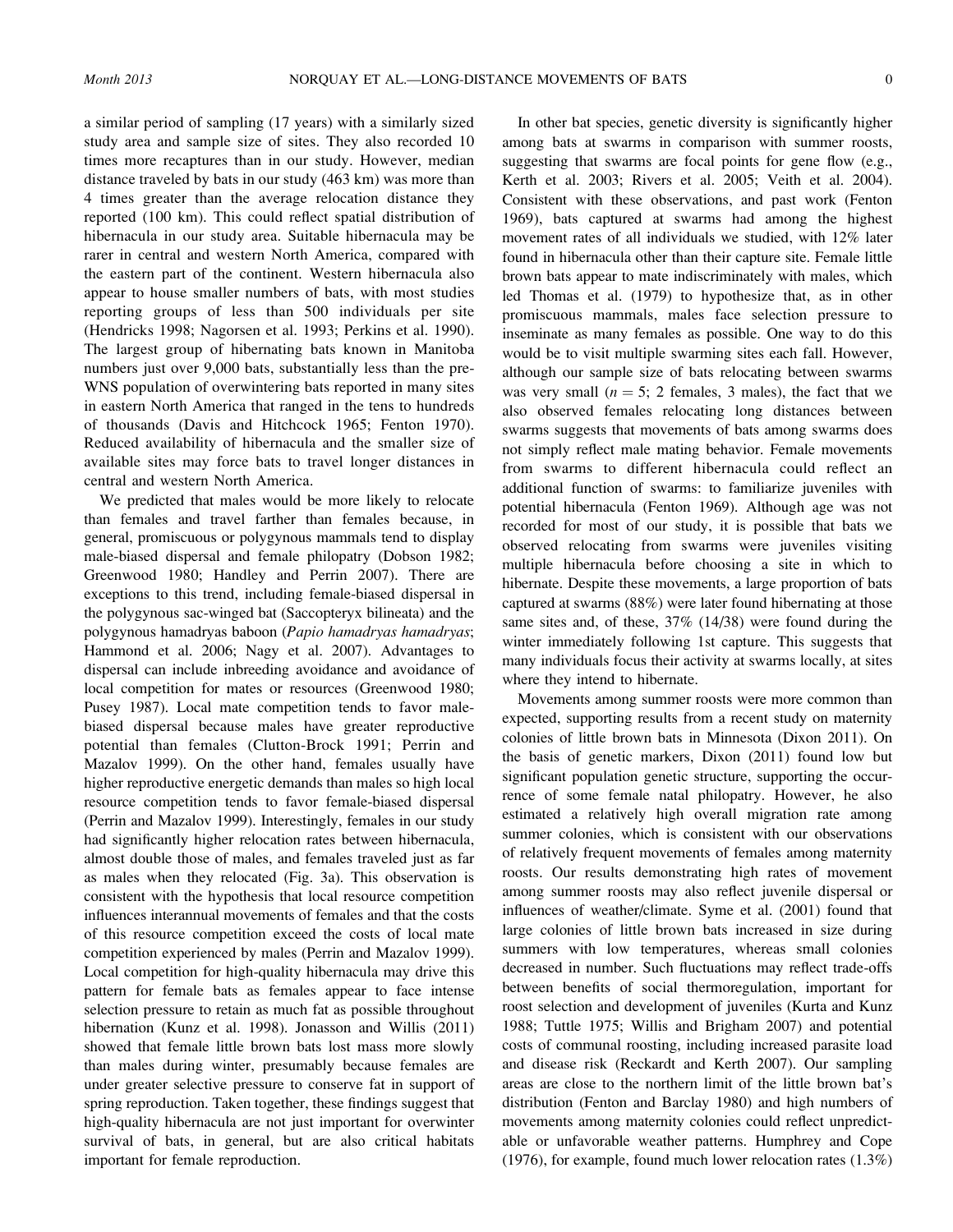a similar period of sampling (17 years) with a similarly sized study area and sample size of sites. They also recorded 10 times more recaptures than in our study. However, median distance traveled by bats in our study (463 km) was more than 4 times greater than the average relocation distance they reported (100 km). This could reflect spatial distribution of hibernacula in our study area. Suitable hibernacula may be rarer in central and western North America, compared with the eastern part of the continent. Western hibernacula also appear to house smaller numbers of bats, with most studies reporting groups of less than 500 individuals per site (Hendricks 1998; Nagorsen et al. 1993; Perkins et al. 1990). The largest group of hibernating bats known in Manitoba numbers just over 9,000 bats, substantially less than the pre-WNS population of overwintering bats reported in many sites in eastern North America that ranged in the tens to hundreds of thousands (Davis and Hitchcock 1965; Fenton 1970). Reduced availability of hibernacula and the smaller size of available sites may force bats to travel longer distances in central and western North America.

We predicted that males would be more likely to relocate than females and travel farther than females because, in general, promiscuous or polygynous mammals tend to display male-biased dispersal and female philopatry (Dobson 1982; Greenwood 1980; Handley and Perrin 2007). There are exceptions to this trend, including female-biased dispersal in the polygynous sac-winged bat (Saccopteryx bilineata) and the polygynous hamadryas baboon (*Papio hamadryas hamadryas*; Hammond et al. 2006; Nagy et al. 2007). Advantages to dispersal can include inbreeding avoidance and avoidance of local competition for mates or resources (Greenwood 1980; Pusey 1987). Local mate competition tends to favor male-biased dispersal because males have greater reproductive potential than females (Clutton-Brock 1991; Perrin and Mazalov 1999). On the other hand, females usually have higher reproductive energetic demands than males so high local resource competition tends to favor female-biased dispersal (Perrin and Mazalov 1999). Interestingly, females in our study had significantly higher relocation rates between hibernacula, almost double those of males, and females traveled just as far as males when they relocated (Fig. 3a). This observation is consistent with the hypothesis that local resource competition influences interannual movements of females and that the costs of this resource competition exceed the costs of local mate competition experienced by males (Perrin and Mazalov 1999). Local competition for high-quality hibernacula may drive this pattern for female bats as females appear to face intense selection pressure to retain as much fat as possible throughout hibernation (Kunz et al. 1998). Jonasson and Willis (2011) showed that female little brown bats lost mass more slowly than males during winter, presumably because females are under greater selective pressure to conserve fat in support of spring reproduction. Taken together, these findings suggest that high-quality hibernacula are not just important for overwinter survival of bats, in general, but are also critical habitats important for female reproduction.

In other bat species, genetic diversity is significantly higher among bats at swarms in comparison with summer roosts, suggesting that swarms are focal points for gene flow (e.g., Kerth et al. 2003; Rivers et al. 2005; Veith et al. 2004). Consistent with these observations, and past work (Fenton 1969), bats captured at swarms had among the highest movement rates of all individuals we studied, with 12% later found in hibernacula other than their capture site. Female little brown bats appear to mate indiscriminately with males, which led Thomas et al. (1979) to hypothesize that, as in other promiscuous mammals, males face selection pressure to inseminate as many females as possible. One way to do this would be to visit multiple swarming sites each fall. However, although our sample size of bats relocating between swarms was very small ($n = 5$; 2 females, 3 males), the fact that we also observed females relocating long distances between swarms suggests that movements of bats among swarms does not simply reflect male mating behavior. Female movements from swarms to different hibernacula could reflect an additional function of swarms: to familiarize juveniles with potential hibernacula (Fenton 1969). Although age was not recorded for most of our study, it is possible that bats we observed relocating from swarms were juveniles visiting multiple hibernacula before choosing a site in which to hibernate. Despite these movements, a large proportion of bats captured at swarms (88%) were later found hibernating at those same sites and, of these, 37% (14/38) were found during the winter immediately following 1st capture. This suggests that many individuals focus their activity at swarms locally, at sites where they intend to hibernate.

Movements among summer roosts were more common than expected, supporting results from a recent study on maternity colonies of little brown bats in Minnesota (Dixon 2011). On the basis of genetic markers, Dixon (2011) found low but significant population genetic structure, supporting the occurrence of some female natal philopatry. However, he also estimated a relatively high overall migration rate among summer colonies, which is consistent with our observations of relatively frequent movements of females among maternity roosts. Our results demonstrating high rates of movement among summer roosts may also reflect juvenile dispersal or influences of weather/climate. Syme et al. (2001) found that large colonies of little brown bats increased in size during summers with low temperatures, whereas small colonies decreased in number. Such fluctuations may reflect trade-offs between benefits of social thermoregulation, important for roost selection and development of juveniles (Kurta and Kunz 1988; Tuttle 1975; Willis and Brigham 2007) and potential costs of communal roosting, including increased parasite load and disease risk (Reckardt and Kerth 2007). Our sampling areas are close to the northern limit of the little brown bat's distribution (Fenton and Barclay 1980) and high numbers of movements among maternity colonies could reflect unpredictable or unfavorable weather patterns. Humphrey and Cope (1976), for example, found much lower relocation rates (1.3%)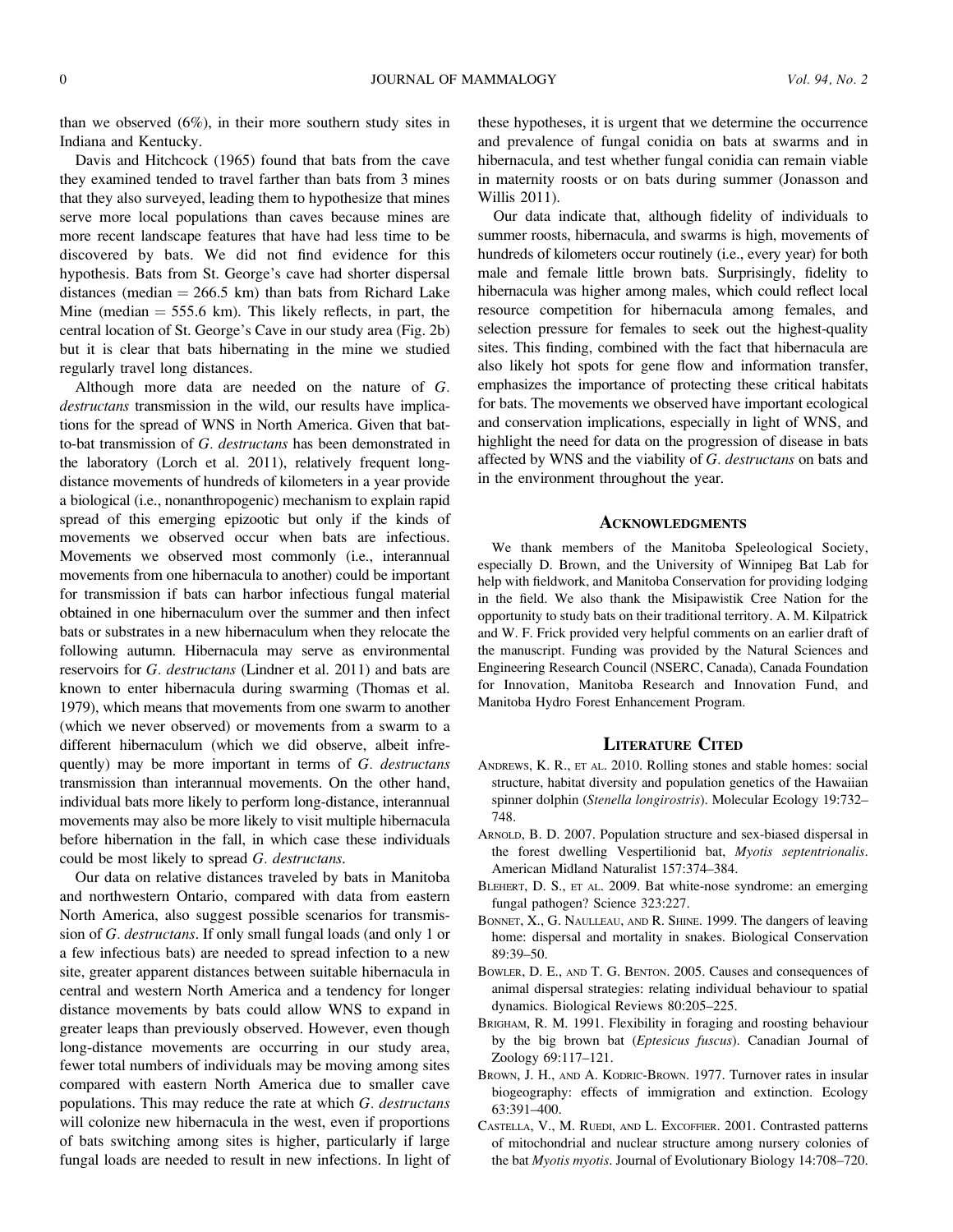than we observed (6%), in their more southern study sites in Indiana and Kentucky.

Davis and Hitchcock (1965) found that bats from the cave they examined tended to travel farther than bats from 3 mines that they also surveyed, leading them to hypothesize that mines serve more local populations than caves because mines are more recent landscape features that have had less time to be discovered by bats. We did not find evidence for this hypothesis. Bats from St. George's cave had shorter dispersal distances (median = 266.5 km) than bats from Richard Lake Mine (median = 555.6 km). This likely reflects, in part, the central location of St. George's Cave in our study area (Fig. 2b) but it is clear that bats hibernating in the mine we studied regularly travel long distances.

Although more data are needed on the nature of *G. destructans* transmission in the wild, our results have implications for the spread of WNS in North America. Given that bat-to-bat transmission of *G. destructans* has been demonstrated in the laboratory (Lorch et al. 2011), relatively frequent long-distance movements of hundreds of kilometers in a year provide a biological (i.e., nonanthropogenic) mechanism to explain rapid spread of this emerging epizootic but only if the kinds of movements we observed occur when bats are infectious. Movements we observed most commonly (i.e., interannual movements from one hibernacula to another) could be important for transmission if bats can harbor infectious fungal material obtained in one hibernaculum over the summer and then infect bats or substrates in a new hibernaculum when they relocate the following autumn. Hibernacula may serve as environmental reservoirs for *G. destructans* (Lindner et al. 2011) and bats are known to enter hibernacula during swarming (Thomas et al. 1979), which means that movements from one swarm to another (which we never observed) or movements from a swarm to a different hibernaculum (which we did observe, albeit infrequently) may be more important in terms of *G. destructans* transmission than interannual movements. On the other hand, individual bats more likely to perform long-distance, interannual movements may also be more likely to visit multiple hibernacula before hibernation in the fall, in which case these individuals could be most likely to spread *G. destructans*.

Our data on relative distances traveled by bats in Manitoba and northwestern Ontario, compared with data from eastern North America, also suggest possible scenarios for transmission of *G. destructans*. If only small fungal loads (and only 1 or a few infectious bats) are needed to spread infection to a new site, greater apparent distances between suitable hibernacula in central and western North America and a tendency for longer distance movements by bats could allow WNS to expand in greater leaps than previously observed. However, even though long-distance movements are occurring in our study area, fewer total numbers of individuals may be moving among sites compared with eastern North America due to smaller cave populations. This may reduce the rate at which *G. destructans* will colonize new hibernacula in the west, even if proportions of bats switching among sites is higher, particularly if large fungal loads are needed to result in new infections. In light of these hypotheses, it is urgent that we determine the occurrence and prevalence of fungal conidia on bats at swarms and in hibernacula, and test whether fungal conidia can remain viable in maternity roosts or on bats during summer (Jonasson and Willis 2011).

Our data indicate that, although fidelity of individuals to summer roosts, hibernacula, and swarms is high, movements of hundreds of kilometers occur routinely (i.e., every year) for both male and female little brown bats. Surprisingly, fidelity to hibernacula was higher among males, which could reflect local resource competition for hibernacula among females, and selection pressure for females to seek out the highest-quality sites. This finding, combined with the fact that hibernacula are also likely hot spots for gene flow and information transfer, emphasizes the importance of protecting these critical habitats for bats. The movements we observed have important ecological and conservation implications, especially in light of WNS, and highlight the need for data on the progression of disease in bats affected by WNS and the viability of *G. destructans* on bats and in the environment throughout the year.

## Acknowledgments

We thank members of the Manitoba Speleological Society, especially D. Brown, and the University of Winnipeg Bat Lab for help with fieldwork, and Manitoba Conservation for providing lodging in the field. We also thank the Misipawistik Cree Nation for the opportunity to study bats on their traditional territory. A. M. Kilpatrick and W. F. Frick provided very helpful comments on an earlier draft of the manuscript. Funding was provided by the Natural Sciences and Engineering Research Council (NSERC, Canada), Canada Foundation for Innovation, Manitoba Research and Innovation Fund, and Manitoba Hydro Forest Enhancement Program.

## Literature Cited

Andrews, K. R., et al. 2010. Rolling stones and stable homes: social structure, habitat diversity and population genetics of the Hawaiian spinner dolphin (*Stenella longirostris*). Molecular Ecology 19:732–748.

Arnold, B. D. 2007. Population structure and sex-biased dispersal in the forest dwelling Vespertilionid bat, *Myotis septentrionalis*. American Midland Naturalist 157:374–384.

Blehert, D. S., et al. 2009. Bat white-nose syndrome: an emerging fungal pathogen? Science 323:227.

Bonnet, X., G. Naulleau, and R. Shine. 1999. The dangers of leaving home: dispersal and mortality in snakes. Biological Conservation 89:39–50.

Bowler, D. E., and T. G. Benton. 2005. Causes and consequences of animal dispersal strategies: relating individual behaviour to spatial dynamics. Biological Reviews 80:205–225.

Brigham, R. M. 1991. Flexibility in foraging and roosting behaviour by the big brown bat (*Eptesicus fuscus*). Canadian Journal of Zoology 69:117–121.

Brown, J. H., and A. Kodric-Brown. 1977. Turnover rates in insular biogeography: effects of immigration and extinction. Ecology 63:391–400.

Castella, V., M. Ruedi, and L. Excoffier. 2001. Contrasted patterns of mitochondrial and nuclear structure among nursery colonies of the bat *Myotis myotis*. Journal of Evolutionary Biology 14:708–720.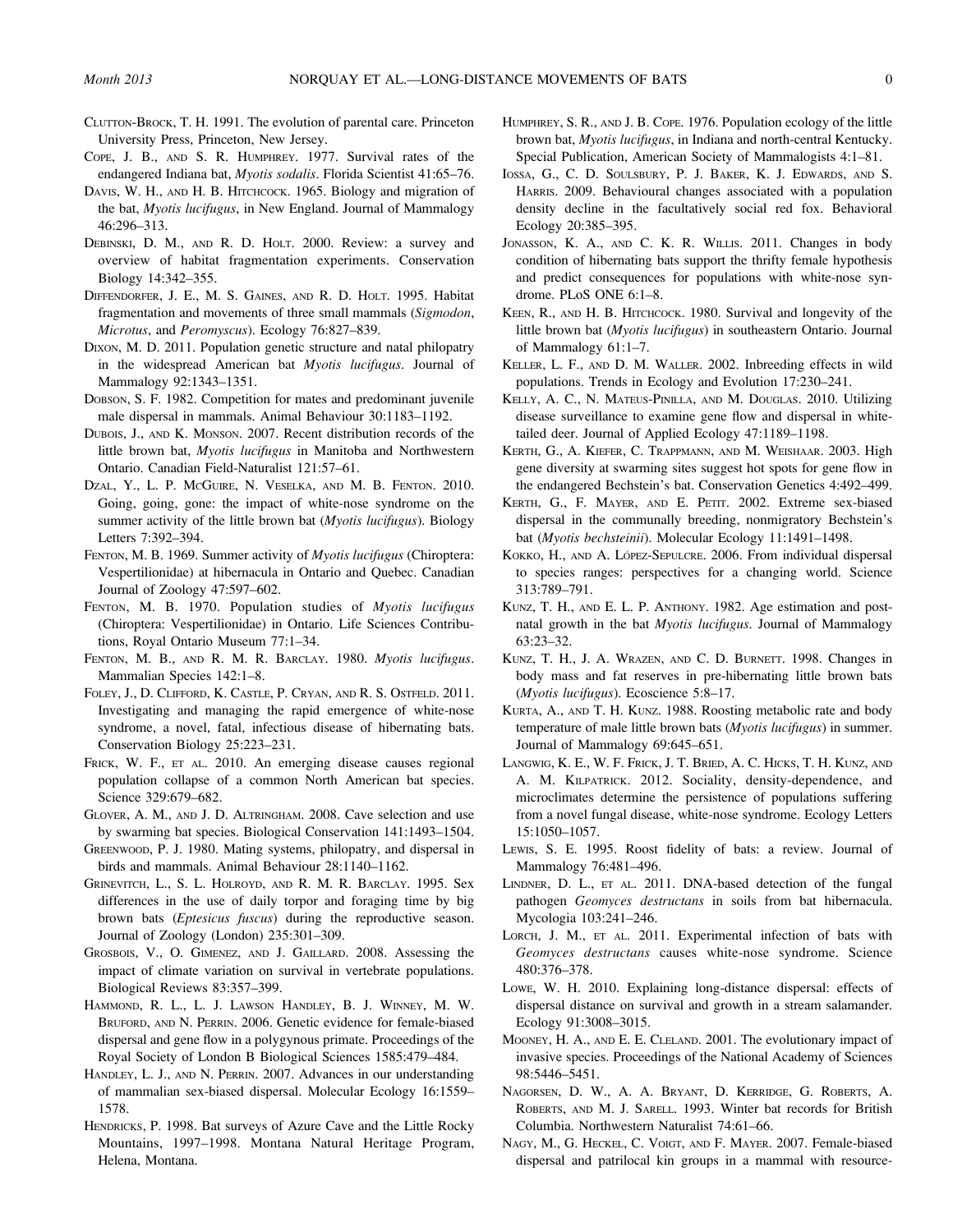Clutton-Brock, T. H. 1991. The evolution of parental care. Princeton University Press, Princeton, New Jersey.

Cope, J. B., and S. R. Humphrey. 1977. Survival rates of the endangered Indiana bat, *Myotis sodalis*. Florida Scientist 41:65–76.

Davis, W. H., and H. B. Hitchcock. 1965. Biology and migration of the bat, *Myotis lucifugus*, in New England. Journal of Mammalogy 46:296–313.

Debinski, D. M., and R. D. Holt. 2000. Review: a survey and overview of habitat fragmentation experiments. Conservation Biology 14:342–355.

Diffendorfer, J. E., M. S. Gaines, and R. D. Holt. 1995. Habitat fragmentation and movements of three small mammals (*Sigmodon*, *Microtus*, and *Peromyscus*). Ecology 76:827–839.

Dixon, M. D. 2011. Population genetic structure and natal philopatry in the widespread American bat *Myotis lucifugus*. Journal of Mammalogy 92:1343–1351.

Dobson, S. F. 1982. Competition for mates and predominant juvenile male dispersal in mammals. Animal Behaviour 30:1183–1192.

Dubois, J., and K. Monson. 2007. Recent distribution records of the little brown bat, *Myotis lucifugus* in Manitoba and Northwestern Ontario. Canadian Field-Naturalist 121:57–61.

Dzal, Y., L. P. McGuire, N. Veselka, and M. B. Fenton. 2010. Going, going, gone: the impact of white-nose syndrome on the summer activity of the little brown bat (*Myotis lucifugus*). Biology Letters 7:392–394.

Fenton, M. B. 1969. Summer activity of *Myotis lucifugus* (Chiroptera: Vespertilionidae) at hibernacula in Ontario and Quebec. Canadian Journal of Zoology 47:597–602.

Fenton, M. B. 1970. Population studies of *Myotis lucifugus* (Chiroptera: Vespertilionidae) in Ontario. Life Sciences Contributions, Royal Ontario Museum 77:1–34.

Fenton, M. B., and R. M. R. Barclay. 1980. *Myotis lucifugus*. Mammalian Species 142:1–8.

Foley, J., D. Clifford, K. Castle, P. Cryan, and R. S. Ostfeld. 2011. Investigating and managing the rapid emergence of white-nose syndrome, a novel, fatal, infectious disease of hibernating bats. Conservation Biology 25:223–231.

Frick, W. F., et al. 2010. An emerging disease causes regional population collapse of a common North American bat species. Science 329:679–682.

Glover, A. M., and J. D. Altringham. 2008. Cave selection and use by swarming bat species. Biological Conservation 141:1493–1504.

Greenwood, P. J. 1980. Mating systems, philopatry, and dispersal in birds and mammals. Animal Behaviour 28:1140–1162.

Grinevitch, L., S. L. Holroyd, and R. M. R. Barclay. 1995. Sex differences in the use of daily torpor and foraging time by big brown bats (*Eptesicus fuscus*) during the reproductive season. Journal of Zoology (London) 235:301–309.

Grosbois, V., O. Gimenez, and J. Gaillard. 2008. Assessing the impact of climate variation on survival in vertebrate populations. Biological Reviews 83:357–399.

Hammond, R. L., L. J. Lawson Handley, B. J. Winney, M. W. Bruford, and N. Perrin. 2006. Genetic evidence for female-biased dispersal and gene flow in a polygynous primate. Proceedings of the Royal Society of London B Biological Sciences 1585:479–484.

Handley, L. J., and N. Perrin. 2007. Advances in our understanding of mammalian sex-biased dispersal. Molecular Ecology 16:1559–1578.

Hendricks, P. 1998. Bat surveys of Azure Cave and the Little Rocky Mountains, 1997–1998. Montana Natural Heritage Program, Helena, Montana.

Humphrey, S. R., and J. B. Cope. 1976. Population ecology of the little brown bat, *Myotis lucifugus*, in Indiana and north-central Kentucky. Special Publication, American Society of Mammalogists 4:1–81.

Iossa, G., C. D. Soulsbury, P. J. Baker, K. J. Edwards, and S. Harris. 2009. Behavioural changes associated with a population density decline in the facultatively social red fox. Behavioral Ecology 20:385–395.

Jonasson, K. A., and C. K. R. Willis. 2011. Changes in body condition of hibernating bats support the thrifty female hypothesis and predict consequences for populations with white-nose syndrome. PLoS ONE 6:1–8.

Keen, R., and H. B. Hitchcock. 1980. Survival and longevity of the little brown bat (*Myotis lucifugus*) in southeastern Ontario. Journal of Mammalogy 61:1–7.

Keller, L. F., and D. M. Waller. 2002. Inbreeding effects in wild populations. Trends in Ecology and Evolution 17:230–241.

Kelly, A. C., N. Mateus-Pinilla, and M. Douglas. 2010. Utilizing disease surveillance to examine gene flow and dispersal in white-tailed deer. Journal of Applied Ecology 47:1189–1198.

Kerth, G., A. Kiefer, C. Trappmann, and M. Weishaar. 2003. High gene diversity at swarming sites suggest hot spots for gene flow in the endangered Bechstein's bat. Conservation Genetics 4:492–499.

Kerth, G., F. Mayer, and E. Petit. 2002. Extreme sex-biased dispersal in the communally breeding, nonmigratory Bechstein's bat (*Myotis bechsteinii*). Molecular Ecology 11:1491–1498.

Kokko, H., and A. López-Sepulcre. 2006. From individual dispersal to species ranges: perspectives for a changing world. Science 313:789–791.

Kunz, T. H., and E. L. P. Anthony. 1982. Age estimation and post-natal growth in the bat *Myotis lucifugus*. Journal of Mammalogy 63:23–32.

Kunz, T. H., J. A. Wrazen, and C. D. Burnett. 1998. Changes in body mass and fat reserves in pre-hibernating little brown bats (*Myotis lucifugus*). Ecoscience 5:8–17.

Kurta, A., and T. H. Kunz. 1988. Roosting metabolic rate and body temperature of male little brown bats (*Myotis lucifugus*) in summer. Journal of Mammalogy 69:645–651.

Langwig, K. E., W. F. Frick, J. T. Bried, A. C. Hicks, T. H. Kunz, and A. M. Kilpatrick. 2012. Sociality, density-dependence, and microclimates determine the persistence of populations suffering from a novel fungal disease, white-nose syndrome. Ecology Letters 15:1050–1057.

Lewis, S. E. 1995. Roost fidelity of bats: a review. Journal of Mammalogy 76:481–496.

Lindner, D. L., et al. 2011. DNA-based detection of the fungal pathogen *Geomyces destructans* in soils from bat hibernacula. Mycologia 103:241–246.

Lorch, J. M., et al. 2011. Experimental infection of bats with *Geomyces destructans* causes white-nose syndrome. Science 480:376–378.

Lowe, W. H. 2010. Explaining long-distance dispersal: effects of dispersal distance on survival and growth in a stream salamander. Ecology 91:3008–3015.

Mooney, H. A., and E. E. Cleland. 2001. The evolutionary impact of invasive species. Proceedings of the National Academy of Sciences 98:5446–5451.

Nagorsen, D. W., A. A. Bryant, D. Kerridge, G. Roberts, A. Roberts, and M. J. Sarell. 1993. Winter bat records for British Columbia. Northwestern Naturalist 74:61–66.

Nagy, M., G. Heckel, C. Voigt, and F. Mayer. 2007. Female-biased dispersal and patrilocal kin groups in a mammal with resource-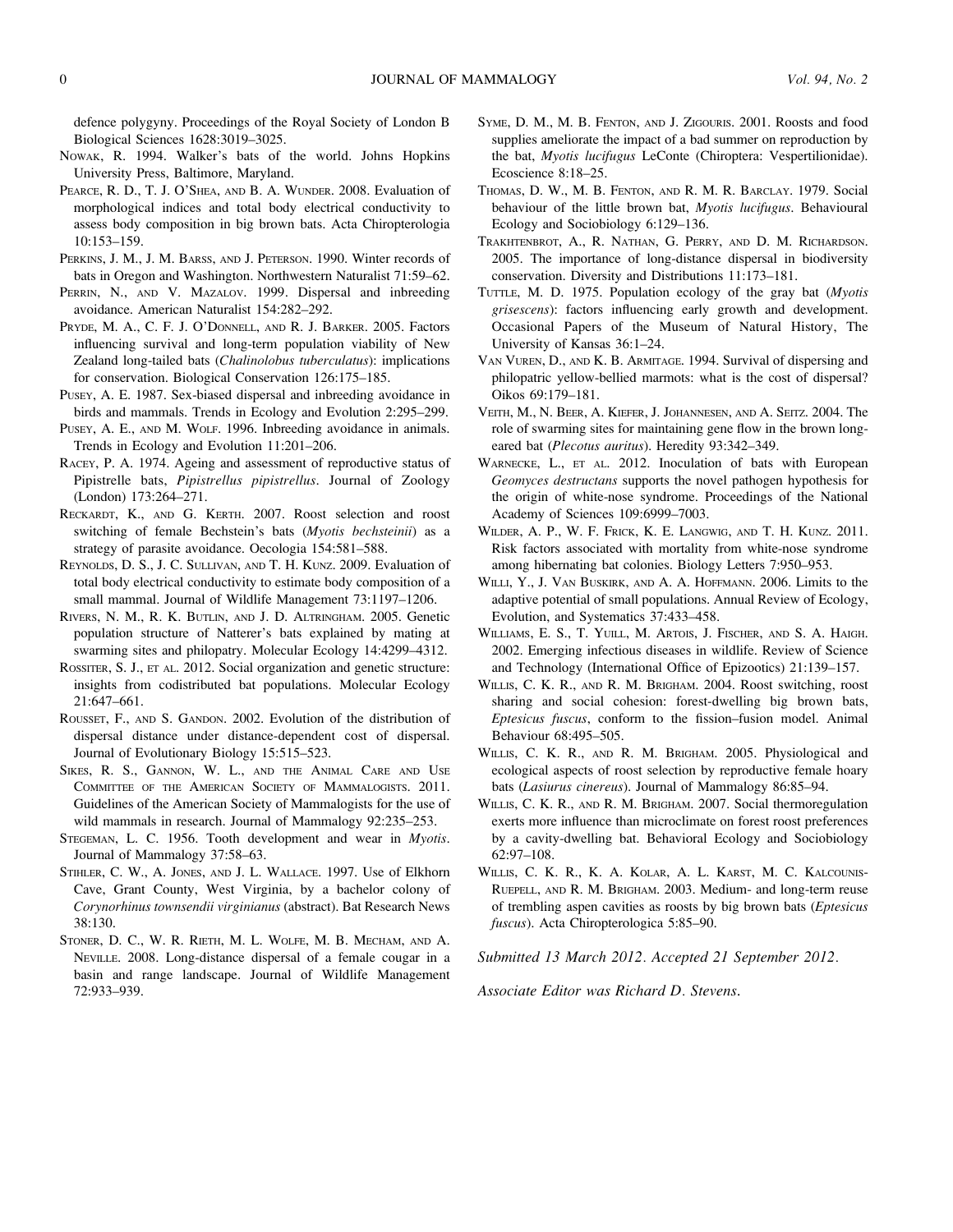defence polygyny. Proceedings of the Royal Society of London B Biological Sciences 1628:3019–3025.

Nowak, R. 1994. Walker's bats of the world. Johns Hopkins University Press, Baltimore, Maryland.

Pearce, R. D., T. J. O'Shea, and B. A. Wunder. 2008. Evaluation of morphological indices and total body electrical conductivity to assess body composition in big brown bats. Acta Chiropterologia 10:153–159.

Perkins, J. M., J. M. Barss, and J. Peterson. 1990. Winter records of bats in Oregon and Washington. Northwestern Naturalist 71:59–62.

Perrin, N., and V. Mazalov. 1999. Dispersal and inbreeding avoidance. American Naturalist 154:282–292.

Pryde, M. A., C. F. J. O'Donnell, and R. J. Barker. 2005. Factors influencing survival and long-term population viability of New Zealand long-tailed bats (*Chalinolobus tuberculatus*): implications for conservation. Biological Conservation 126:175–185.

Pusey, A. E. 1987. Sex-biased dispersal and inbreeding avoidance in birds and mammals. Trends in Ecology and Evolution 2:295–299.

Pusey, A. E., and M. Wolf. 1996. Inbreeding avoidance in animals. Trends in Ecology and Evolution 11:201–206.

Racey, P. A. 1974. Ageing and assessment of reproductive status of Pipistrelle bats, *Pipistrellus pipistrellus*. Journal of Zoology (London) 173:264–271.

Reckardt, K., and G. Kerth. 2007. Roost selection and roost switching of female Bechstein's bats (*Myotis bechsteinii*) as a strategy of parasite avoidance. Oecologia 154:581–588.

Reynolds, D. S., J. C. Sullivan, and T. H. Kunz. 2009. Evaluation of total body electrical conductivity to estimate body composition of a small mammal. Journal of Wildlife Management 73:1197–1206.

Rivers, N. M., R. K. Butlin, and J. D. Altringham. 2005. Genetic population structure of Natterer's bats explained by mating at swarming sites and philopatry. Molecular Ecology 14:4299–4312.

Rossiter, S. J., et al. 2012. Social organization and genetic structure: insights from codistributed bat populations. Molecular Ecology 21:647–661.

Rousset, F., and S. Gandon. 2002. Evolution of the distribution of dispersal distance under distance-dependent cost of dispersal. Journal of Evolutionary Biology 15:515–523.

Sikes, R. S., Gannon, W. L., and the Animal Care and Use Committee of the American Society of Mammalogists. 2011. Guidelines of the American Society of Mammalogists for the use of wild mammals in research. Journal of Mammalogy 92:235–253.

Stegeman, L. C. 1956. Tooth development and wear in *Myotis*. Journal of Mammalogy 37:58–63.

Stihler, C. W., A. Jones, and J. L. Wallace. 1997. Use of Elkhorn Cave, Grant County, West Virginia, by a bachelor colony of *Corynorhinus townsendii virginianus* (abstract). Bat Research News 38:130.

Stoner, D. C., W. R. Rieth, M. L. Wolfe, M. B. Mecham, and A. Neville. 2008. Long-distance dispersal of a female cougar in a basin and range landscape. Journal of Wildlife Management 72:933–939.

Syme, D. M., M. B. Fenton, and J. Zigouris. 2001. Roosts and food supplies ameliorate the impact of a bad summer on reproduction by the bat, *Myotis lucifugus* LeConte (Chiroptera: Vespertilionidae). Ecoscience 8:18–25.

Thomas, D. W., M. B. Fenton, and R. M. R. Barclay. 1979. Social behaviour of the little brown bat, *Myotis lucifugus*. Behavioural Ecology and Sociobiology 6:129–136.

Trakhtenbrot, A., R. Nathan, G. Perry, and D. M. Richardson. 2005. The importance of long-distance dispersal in biodiversity conservation. Diversity and Distributions 11:173–181.

Tuttle, M. D. 1975. Population ecology of the gray bat (*Myotis grisescens*): factors influencing early growth and development. Occasional Papers of the Museum of Natural History, The University of Kansas 36:1–24.

Van Vuren, D., and K. B. Armitage. 1994. Survival of dispersing and philopatric yellow-bellied marmots: what is the cost of dispersal? Oikos 69:179–181.

Veith, M., N. Beer, A. Kiefer, J. Johannesen, and A. Seitz. 2004. The role of swarming sites for maintaining gene flow in the brown long-eared bat (*Plecotus auritus*). Heredity 93:342–349.

Warnecke, L., et al. 2012. Inoculation of bats with European *Geomyces destructans* supports the novel pathogen hypothesis for the origin of white-nose syndrome. Proceedings of the National Academy of Sciences 109:6999–7003.

Wilder, A. P., W. F. Frick, K. E. Langwig, and T. H. Kunz. 2011. Risk factors associated with mortality from white-nose syndrome among hibernating bat colonies. Biology Letters 7:950–953.

Willi, Y., J. Van Buskirk, and A. A. Hoffmann. 2006. Limits to the adaptive potential of small populations. Annual Review of Ecology, Evolution, and Systematics 37:433–458.

Williams, E. S., T. Yuill, M. Artois, J. Fischer, and S. A. Haigh. 2002. Emerging infectious diseases in wildlife. Review of Science and Technology (International Office of Epizootics) 21:139–157.

Willis, C. K. R., and R. M. Brigham. 2004. Roost switching, roost sharing and social cohesion: forest-dwelling big brown bats, *Eptesicus fuscus*, conform to the fission–fusion model. Animal Behaviour 68:495–505.

Willis, C. K. R., and R. M. Brigham. 2005. Physiological and ecological aspects of roost selection by reproductive female hoary bats (*Lasiurus cinereus*). Journal of Mammalogy 86:85–94.

Willis, C. K. R., and R. M. Brigham. 2007. Social thermoregulation exerts more influence than microclimate on forest roost preferences by a cavity-dwelling bat. Behavioral Ecology and Sociobiology 62:97–108.

Willis, C. K. R., K. A. Kolar, A. L. Karst, M. C. Kalcounis-Ruepell, and R. M. Brigham. 2003. Medium- and long-term reuse of trembling aspen cavities as roosts by big brown bats (*Eptesicus fuscus*). Acta Chiropterologica 5:85–90.

*Submitted 13 March 2012. Accepted 21 September 2012.*

*Associate Editor was Richard D. Stevens.*